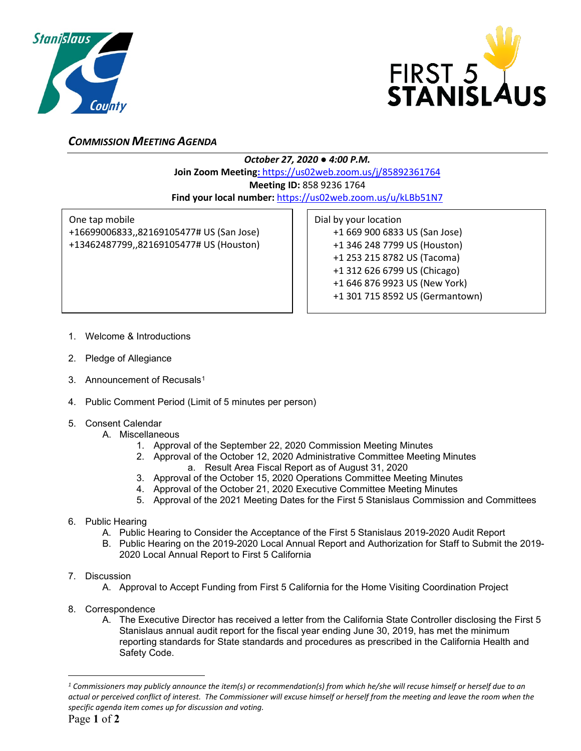### *COMMISSION MEETING AGENDA*

***October 27, 2020 ● 4:00 P.M.***

**Join Zoom Meeting:** https://us02web.zoom.us/j/85892361764

**Meeting ID:** 858 9236 1764

**Find your local number:** https://us02web.zoom.us/u/kLBb51N7

One tap mobile
+16699006833,,82169105477# US (San Jose)
+13462487799,,82169105477# US (Houston)

Dial by your location
+1 669 900 6833 US (San Jose)
+1 346 248 7799 US (Houston)
+1 253 215 8782 US (Tacoma)
+1 312 626 6799 US (Chicago)
+1 646 876 9923 US (New York)
+1 301 715 8592 US (Germantown)

1. Welcome & Introductions
2. Pledge of Allegiance
3. Announcement of Recusals[1]
4. Public Comment Period (Limit of 5 minutes per person)
5. Consent Calendar
   A. Miscellaneous
      1. Approval of the September 22, 2020 Commission Meeting Minutes
      2. Approval of the October 12, 2020 Administrative Committee Meeting Minutes
         a. Result Area Fiscal Report as of August 31, 2020
      3. Approval of the October 15, 2020 Operations Committee Meeting Minutes
      4. Approval of the October 21, 2020 Executive Committee Meeting Minutes
      5. Approval of the 2021 Meeting Dates for the First 5 Stanislaus Commission and Committees
6. Public Hearing
   A. Public Hearing to Consider the Acceptance of the First 5 Stanislaus 2019-2020 Audit Report
   B. Public Hearing on the 2019-2020 Local Annual Report and Authorization for Staff to Submit the 2019-2020 Local Annual Report to First 5 California
7. Discussion
   A. Approval to Accept Funding from First 5 California for the Home Visiting Coordination Project
8. Correspondence
   A. The Executive Director has received a letter from the California State Controller disclosing the First 5 Stanislaus annual audit report for the fiscal year ending June 30, 2019, has met the minimum reporting standards for State standards and procedures as prescribed in the California Health and Safety Code.

---

[1] *Commissioners may publicly announce the item(s) or recommendation(s) from which he/she will recuse himself or herself due to an actual or perceived conflict of interest. The Commissioner will excuse himself or herself from the meeting and leave the room when the specific agenda item comes up for discussion and voting.*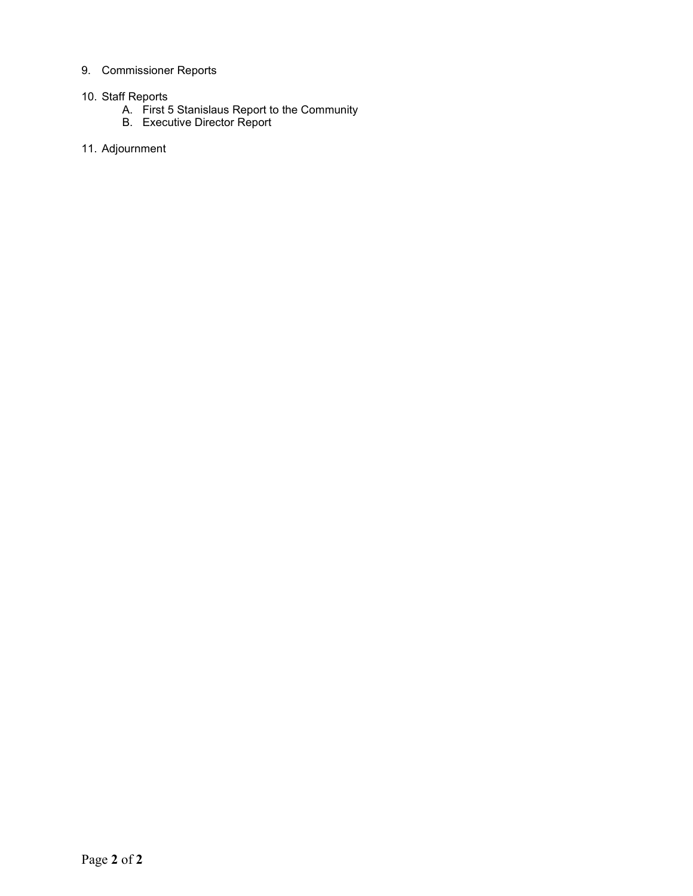9. Commissioner Reports

10. Staff Reports
    A. First 5 Stanislaus Report to the Community
    B. Executive Director Report

11. Adjournment